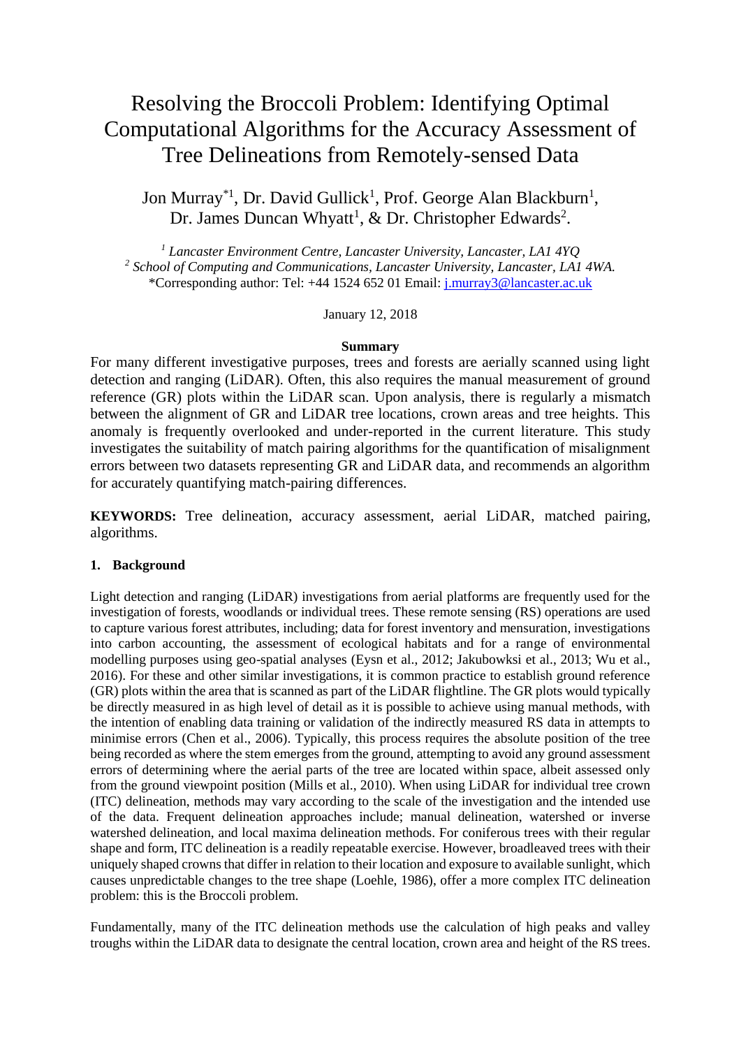// Title
# Resolving the Broccoli Problem: Identifying Optimal Computational Algorithms for the Accuracy Assessment of Tree Delineations from Remotely-sensed Data

Jon Murray*[1], Dr. David Gullick[1], Prof. George Alan Blackburn[1], Dr. James Duncan Whyatt[1], & Dr. Christopher Edwards[2].

[1] *Lancaster Environment Centre, Lancaster University, Lancaster, LA1 4YQ*
[2] *School of Computing and Communications, Lancaster University, Lancaster, LA1 4WA.*
*Corresponding author: Tel: +44 1524 652 01 Email: j.murray3@lancaster.ac.uk

January 12, 2018

**Summary**

For many different investigative purposes, trees and forests are aerially scanned using light detection and ranging (LiDAR). Often, this also requires the manual measurement of ground reference (GR) plots within the LiDAR scan. Upon analysis, there is regularly a mismatch between the alignment of GR and LiDAR tree locations, crown areas and tree heights. This anomaly is frequently overlooked and under-reported in the current literature. This study investigates the suitability of match pairing algorithms for the quantification of misalignment errors between two datasets representing GR and LiDAR data, and recommends an algorithm for accurately quantifying match-pairing differences.

**KEYWORDS:** Tree delineation, accuracy assessment, aerial LiDAR, matched pairing, algorithms.

## 1. Background

Light detection and ranging (LiDAR) investigations from aerial platforms are frequently used for the investigation of forests, woodlands or individual trees. These remote sensing (RS) operations are used to capture various forest attributes, including; data for forest inventory and mensuration, investigations into carbon accounting, the assessment of ecological habitats and for a range of environmental modelling purposes using geo-spatial analyses (Eysn et al., 2012; Jakubowksi et al., 2013; Wu et al., 2016). For these and other similar investigations, it is common practice to establish ground reference (GR) plots within the area that is scanned as part of the LiDAR flightline. The GR plots would typically be directly measured in as high level of detail as it is possible to achieve using manual methods, with the intention of enabling data training or validation of the indirectly measured RS data in attempts to minimise errors (Chen et al., 2006). Typically, this process requires the absolute position of the tree being recorded as where the stem emerges from the ground, attempting to avoid any ground assessment errors of determining where the aerial parts of the tree are located within space, albeit assessed only from the ground viewpoint position (Mills et al., 2010). When using LiDAR for individual tree crown (ITC) delineation, methods may vary according to the scale of the investigation and the intended use of the data. Frequent delineation approaches include; manual delineation, watershed or inverse watershed delineation, and local maxima delineation methods. For coniferous trees with their regular shape and form, ITC delineation is a readily repeatable exercise. However, broadleaved trees with their uniquely shaped crowns that differ in relation to their location and exposure to available sunlight, which causes unpredictable changes to the tree shape (Loehle, 1986), offer a more complex ITC delineation problem: this is the Broccoli problem.

Fundamentally, many of the ITC delineation methods use the calculation of high peaks and valley troughs within the LiDAR data to designate the central location, crown area and height of the RS trees.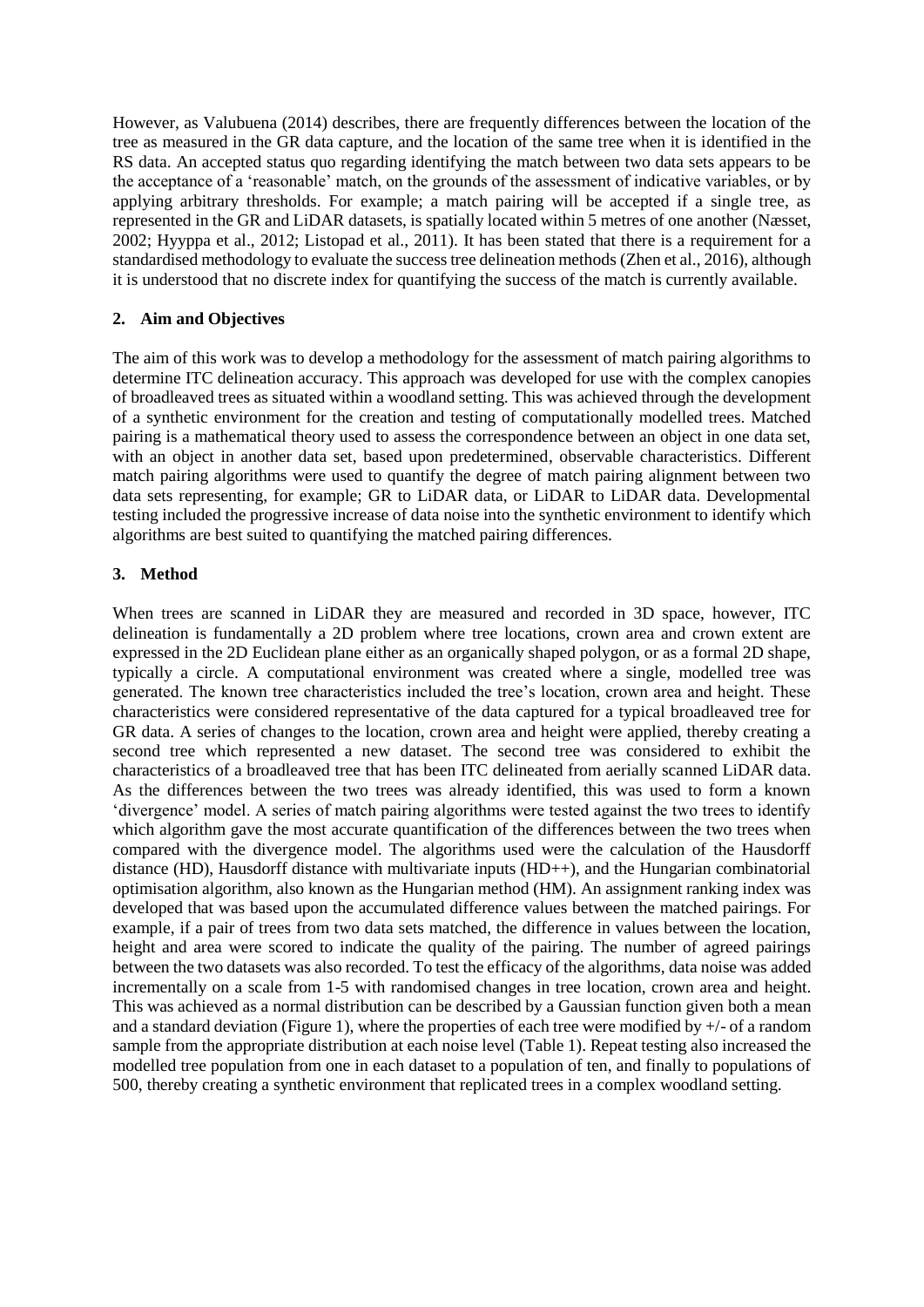However, as Valubuena (2014) describes, there are frequently differences between the location of the tree as measured in the GR data capture, and the location of the same tree when it is identified in the RS data. An accepted status quo regarding identifying the match between two data sets appears to be the acceptance of a 'reasonable' match, on the grounds of the assessment of indicative variables, or by applying arbitrary thresholds. For example; a match pairing will be accepted if a single tree, as represented in the GR and LiDAR datasets, is spatially located within 5 metres of one another (Næsset, 2002; Hyyppa et al., 2012; Listopad et al., 2011). It has been stated that there is a requirement for a standardised methodology to evaluate the success tree delineation methods (Zhen et al., 2016), although it is understood that no discrete index for quantifying the success of the match is currently available.

## 2. Aim and Objectives

The aim of this work was to develop a methodology for the assessment of match pairing algorithms to determine ITC delineation accuracy. This approach was developed for use with the complex canopies of broadleaved trees as situated within a woodland setting. This was achieved through the development of a synthetic environment for the creation and testing of computationally modelled trees. Matched pairing is a mathematical theory used to assess the correspondence between an object in one data set, with an object in another data set, based upon predetermined, observable characteristics. Different match pairing algorithms were used to quantify the degree of match pairing alignment between two data sets representing, for example; GR to LiDAR data, or LiDAR to LiDAR data. Developmental testing included the progressive increase of data noise into the synthetic environment to identify which algorithms are best suited to quantifying the matched pairing differences.

## 3. Method

When trees are scanned in LiDAR they are measured and recorded in 3D space, however, ITC delineation is fundamentally a 2D problem where tree locations, crown area and crown extent are expressed in the 2D Euclidean plane either as an organically shaped polygon, or as a formal 2D shape, typically a circle. A computational environment was created where a single, modelled tree was generated. The known tree characteristics included the tree's location, crown area and height. These characteristics were considered representative of the data captured for a typical broadleaved tree for GR data. A series of changes to the location, crown area and height were applied, thereby creating a second tree which represented a new dataset. The second tree was considered to exhibit the characteristics of a broadleaved tree that has been ITC delineated from aerially scanned LiDAR data. As the differences between the two trees was already identified, this was used to form a known 'divergence' model. A series of match pairing algorithms were tested against the two trees to identify which algorithm gave the most accurate quantification of the differences between the two trees when compared with the divergence model. The algorithms used were the calculation of the Hausdorff distance (HD), Hausdorff distance with multivariate inputs (HD++), and the Hungarian combinatorial optimisation algorithm, also known as the Hungarian method (HM). An assignment ranking index was developed that was based upon the accumulated difference values between the matched pairings. For example, if a pair of trees from two data sets matched, the difference in values between the location, height and area were scored to indicate the quality of the pairing. The number of agreed pairings between the two datasets was also recorded. To test the efficacy of the algorithms, data noise was added incrementally on a scale from 1-5 with randomised changes in tree location, crown area and height. This was achieved as a normal distribution can be described by a Gaussian function given both a mean and a standard deviation (Figure 1), where the properties of each tree were modified by +/- of a random sample from the appropriate distribution at each noise level (Table 1). Repeat testing also increased the modelled tree population from one in each dataset to a population of ten, and finally to populations of 500, thereby creating a synthetic environment that replicated trees in a complex woodland setting.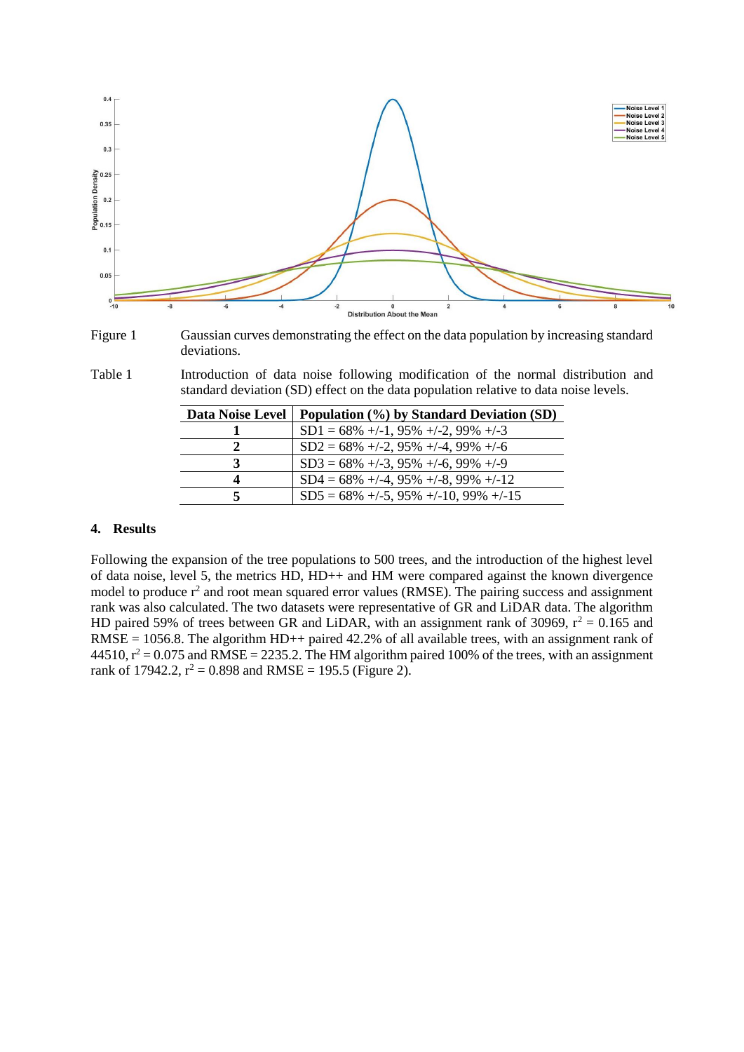Figure 1 Gaussian curves demonstrating the effect on the data population by increasing standard deviations.

Table 1 Introduction of data noise following modification of the normal distribution and standard deviation (SD) effect on the data population relative to data noise levels.

| Data Noise Level | Population (%) by Standard Deviation (SD) |
|---|---|
| **1** | SD1 = 68% +/-1, 95% +/-2, 99% +/-3 |
| **2** | SD2 = 68% +/-2, 95% +/-4, 99% +/-6 |
| **3** | SD3 = 68% +/-3, 95% +/-6, 99% +/-9 |
| **4** | SD4 = 68% +/-4, 95% +/-8, 99% +/-12 |
| **5** | SD5 = 68% +/-5, 95% +/-10, 99% +/-15 |

## 4. Results

Following the expansion of the tree populations to 500 trees, and the introduction of the highest level of data noise, level 5, the metrics HD, HD++ and HM were compared against the known divergence model to produce $r^2$ and root mean squared error values (RMSE). The pairing success and assignment rank was also calculated. The two datasets were representative of GR and LiDAR data. The algorithm HD paired 59% of trees between GR and LiDAR, with an assignment rank of 30969, $r^2 = 0.165$ and RMSE = 1056.8. The algorithm HD++ paired 42.2% of all available trees, with an assignment rank of 44510, $r^2 = 0.075$ and RMSE = 2235.2. The HM algorithm paired 100% of the trees, with an assignment rank of 17942.2, $r^2 = 0.898$ and RMSE = 195.5 (Figure 2).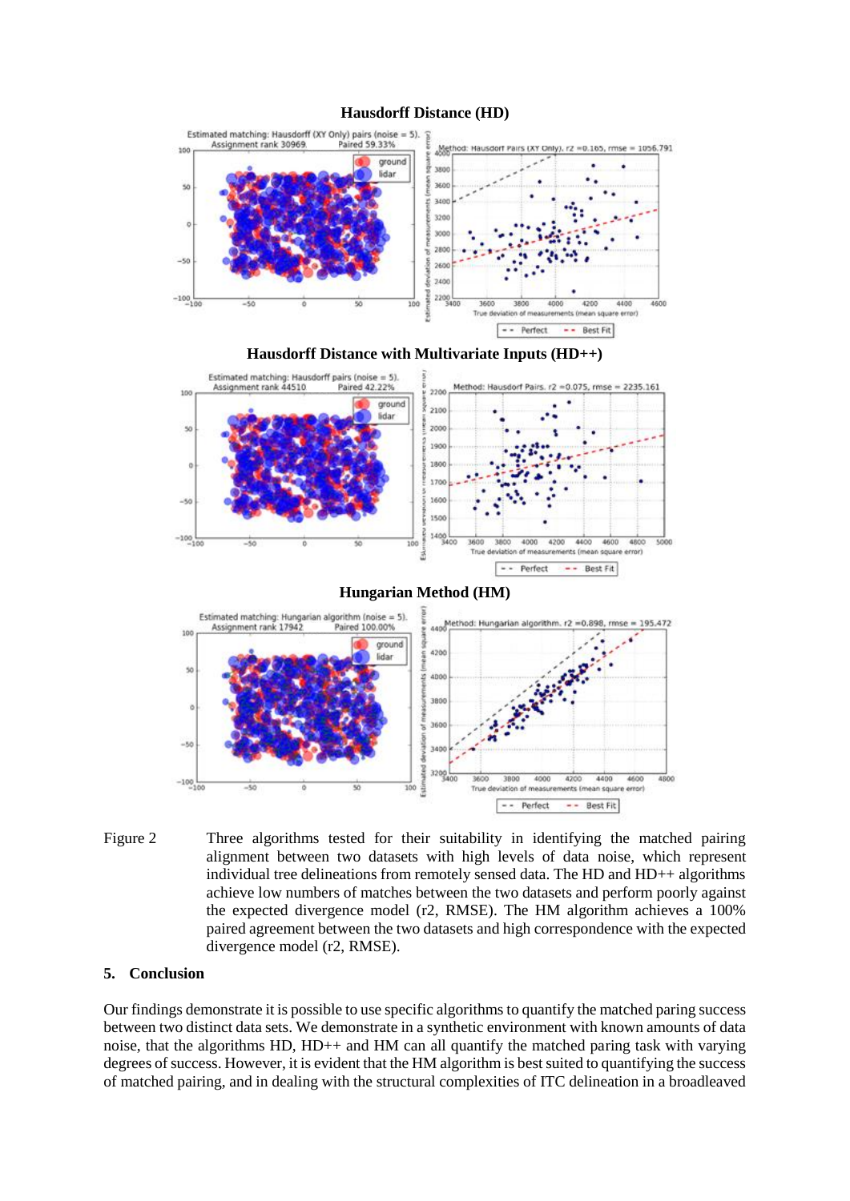**Hausdorff Distance (HD)**

**Hausdorff Distance with Multivariate Inputs (HD++)**

**Hungarian Method (HM)**

Figure 2 Three algorithms tested for their suitability in identifying the matched pairing alignment between two datasets with high levels of data noise, which represent individual tree delineations from remotely sensed data. The HD and HD++ algorithms achieve low numbers of matches between the two datasets and perform poorly against the expected divergence model (r2, RMSE). The HM algorithm achieves a 100% paired agreement between the two datasets and high correspondence with the expected divergence model (r2, RMSE).

## 5. Conclusion

Our findings demonstrate it is possible to use specific algorithms to quantify the matched paring success between two distinct data sets. We demonstrate in a synthetic environment with known amounts of data noise, that the algorithms HD, HD++ and HM can all quantify the matched paring task with varying degrees of success. However, it is evident that the HM algorithm is best suited to quantifying the success of matched pairing, and in dealing with the structural complexities of ITC delineation in a broadleaved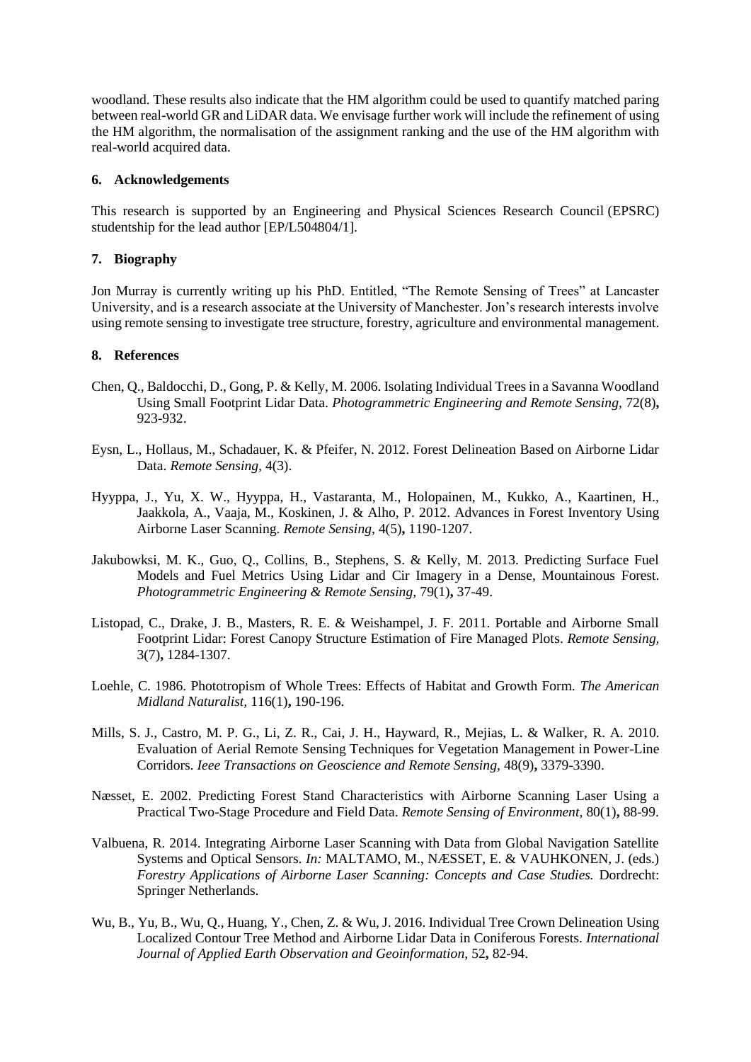woodland. These results also indicate that the HM algorithm could be used to quantify matched paring between real-world GR and LiDAR data. We envisage further work will include the refinement of using the HM algorithm, the normalisation of the assignment ranking and the use of the HM algorithm with real-world acquired data.

## 6. Acknowledgements

This research is supported by an Engineering and Physical Sciences Research Council (EPSRC) studentship for the lead author [EP/L504804/1].

## 7. Biography

Jon Murray is currently writing up his PhD. Entitled, "The Remote Sensing of Trees" at Lancaster University, and is a research associate at the University of Manchester. Jon's research interests involve using remote sensing to investigate tree structure, forestry, agriculture and environmental management.

## 8. References

Chen, Q., Baldocchi, D., Gong, P. & Kelly, M. 2006. Isolating Individual Trees in a Savanna Woodland Using Small Footprint Lidar Data. *Photogrammetric Engineering and Remote Sensing,* 72(8)**,** 923-932.

Eysn, L., Hollaus, M., Schadauer, K. & Pfeifer, N. 2012. Forest Delineation Based on Airborne Lidar Data. *Remote Sensing,* 4(3).

Hyyppa, J., Yu, X. W., Hyyppa, H., Vastaranta, M., Holopainen, M., Kukko, A., Kaartinen, H., Jaakkola, A., Vaaja, M., Koskinen, J. & Alho, P. 2012. Advances in Forest Inventory Using Airborne Laser Scanning. *Remote Sensing,* 4(5)**,** 1190-1207.

Jakubowksi, M. K., Guo, Q., Collins, B., Stephens, S. & Kelly, M. 2013. Predicting Surface Fuel Models and Fuel Metrics Using Lidar and Cir Imagery in a Dense, Mountainous Forest. *Photogrammetric Engineering & Remote Sensing,* 79(1)**,** 37-49.

Listopad, C., Drake, J. B., Masters, R. E. & Weishampel, J. F. 2011. Portable and Airborne Small Footprint Lidar: Forest Canopy Structure Estimation of Fire Managed Plots. *Remote Sensing,* 3(7)**,** 1284-1307.

Loehle, C. 1986. Phototropism of Whole Trees: Effects of Habitat and Growth Form. *The American Midland Naturalist,* 116(1)**,** 190-196.

Mills, S. J., Castro, M. P. G., Li, Z. R., Cai, J. H., Hayward, R., Mejias, L. & Walker, R. A. 2010. Evaluation of Aerial Remote Sensing Techniques for Vegetation Management in Power-Line Corridors. *Ieee Transactions on Geoscience and Remote Sensing,* 48(9)**,** 3379-3390.

Næsset, E. 2002. Predicting Forest Stand Characteristics with Airborne Scanning Laser Using a Practical Two-Stage Procedure and Field Data. *Remote Sensing of Environment,* 80(1)**,** 88-99.

Valbuena, R. 2014. Integrating Airborne Laser Scanning with Data from Global Navigation Satellite Systems and Optical Sensors. *In:* MALTAMO, M., NÆSSET, E. & VAUHKONEN, J. (eds.) *Forestry Applications of Airborne Laser Scanning: Concepts and Case Studies.* Dordrecht: Springer Netherlands.

Wu, B., Yu, B., Wu, Q., Huang, Y., Chen, Z. & Wu, J. 2016. Individual Tree Crown Delineation Using Localized Contour Tree Method and Airborne Lidar Data in Coniferous Forests. *International Journal of Applied Earth Observation and Geoinformation,* 52**,** 82-94.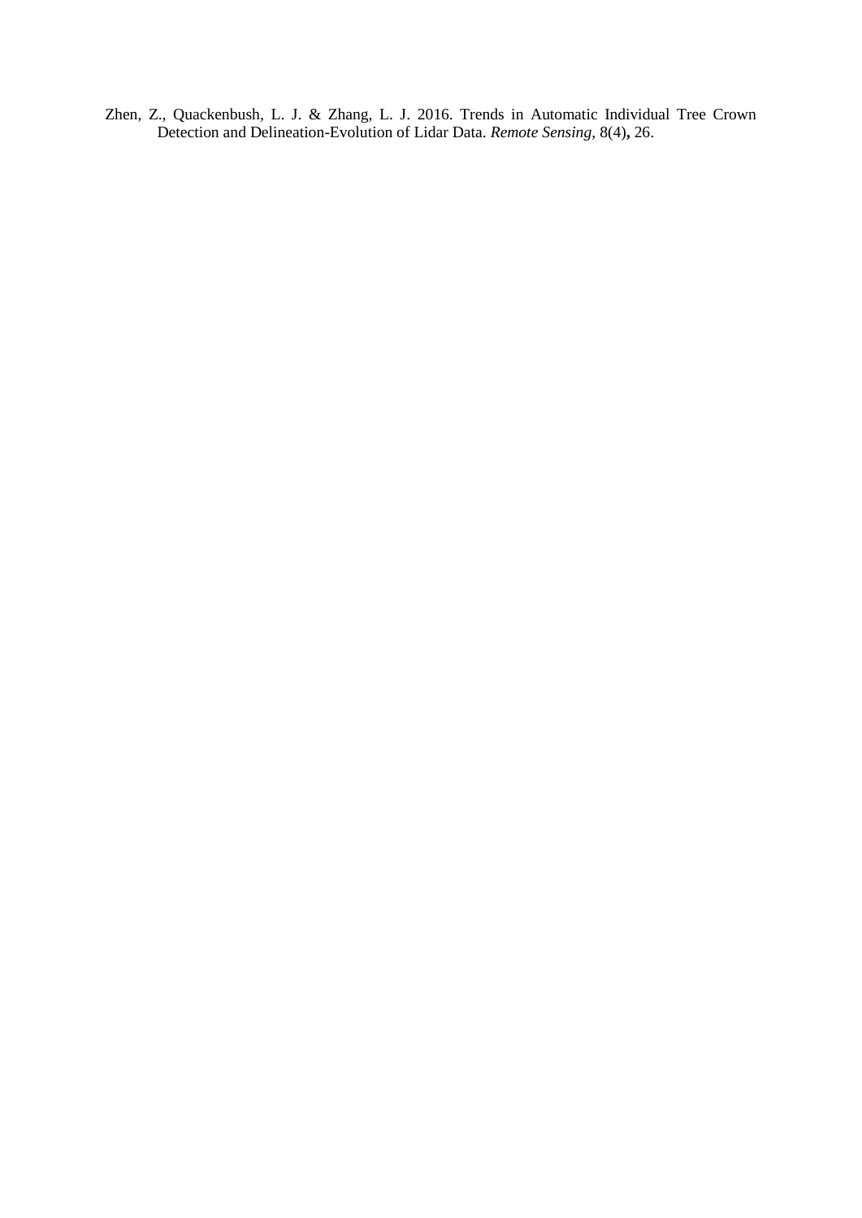Zhen, Z., Quackenbush, L. J. & Zhang, L. J. 2016. Trends in Automatic Individual Tree Crown Detection and Delineation-Evolution of Lidar Data. *Remote Sensing,* 8(4)**,** 26.